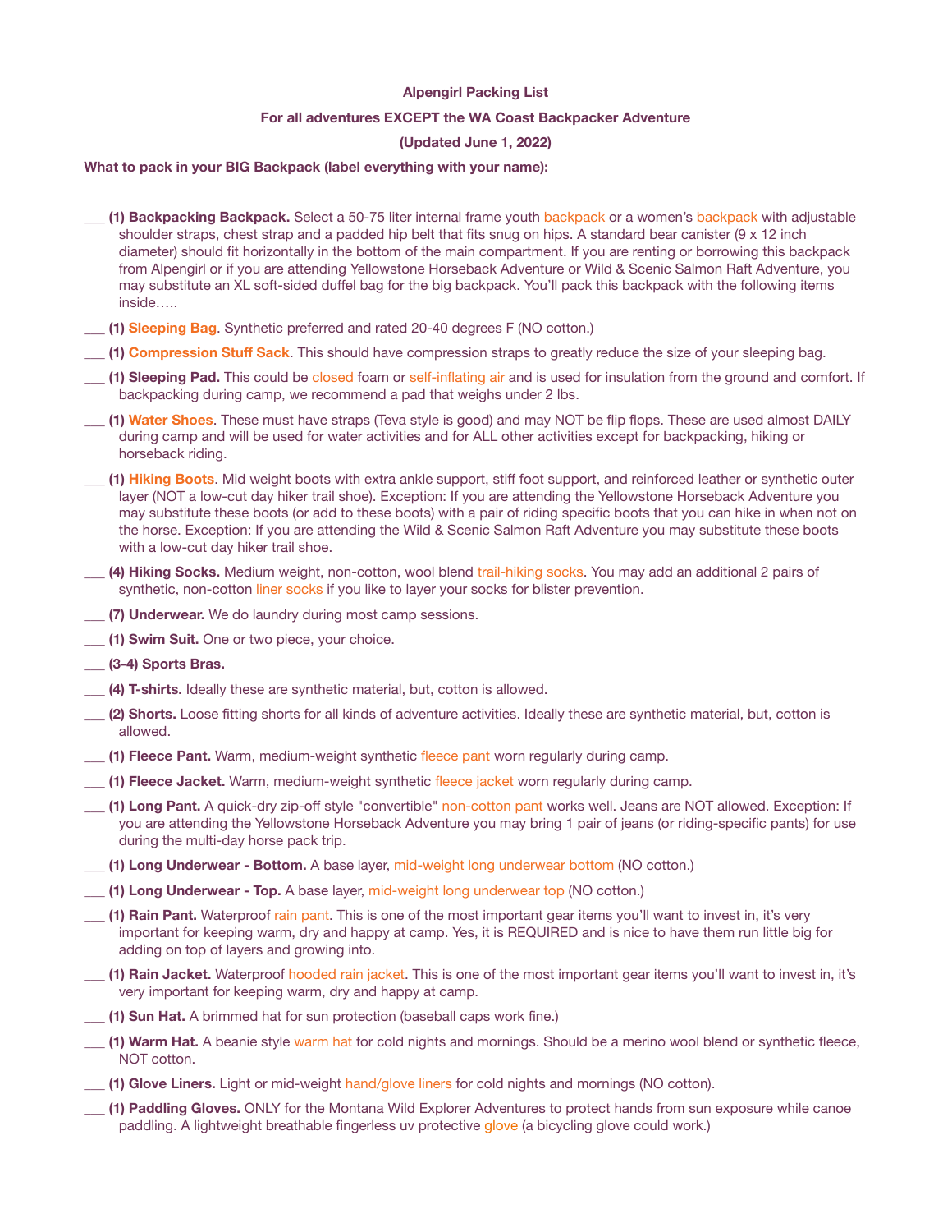**Alpengirl Packing List**

**For all adventures EXCEPT the WA Coast Backpacker Adventure**

**(Updated June 1, 2022)**

**What to pack in your BIG Backpack (label everything with your name):**

- ___ **(1) Backpacking Backpack.** Select a 50-75 liter internal frame youth backpack or a women's backpack with adjustable shoulder straps, chest strap and a padded hip belt that fits snug on hips. A standard bear canister (9 x 12 inch diameter) should fit horizontally in the bottom of the main compartment. If you are renting or borrowing this backpack from Alpengirl or if you are attending Yellowstone Horseback Adventure or Wild & Scenic Salmon Raft Adventure, you may substitute an XL soft-sided duffel bag for the big backpack. You'll pack this backpack with the following items inside…..
- ___ **(1) Sleeping Bag**. Synthetic preferred and rated 20-40 degrees F (NO cotton.)
- ___ **(1) Compression Stuff Sack**. This should have compression straps to greatly reduce the size of your sleeping bag.
- ___ **(1) Sleeping Pad.** This could be closed foam or self-inflating air and is used for insulation from the ground and comfort. If backpacking during camp, we recommend a pad that weighs under 2 lbs.
- ___ **(1) Water Shoes**. These must have straps (Teva style is good) and may NOT be flip flops. These are used almost DAILY during camp and will be used for water activities and for ALL other activities except for backpacking, hiking or horseback riding.
- ___ **(1) Hiking Boots**. Mid weight boots with extra ankle support, stiff foot support, and reinforced leather or synthetic outer layer (NOT a low-cut day hiker trail shoe). Exception: If you are attending the Yellowstone Horseback Adventure you may substitute these boots (or add to these boots) with a pair of riding specific boots that you can hike in when not on the horse. Exception: If you are attending the Wild & Scenic Salmon Raft Adventure you may substitute these boots with a low-cut day hiker trail shoe.
- ___ **(4) Hiking Socks.** Medium weight, non-cotton, wool blend trail-hiking socks. You may add an additional 2 pairs of synthetic, non-cotton liner socks if you like to layer your socks for blister prevention.
- ___ **(7) Underwear.** We do laundry during most camp sessions.
- ___ **(1) Swim Suit.** One or two piece, your choice.
- ___ **(3-4) Sports Bras.**
- ___ **(4) T-shirts.** Ideally these are synthetic material, but, cotton is allowed.
- ___ **(2) Shorts.** Loose fitting shorts for all kinds of adventure activities. Ideally these are synthetic material, but, cotton is allowed.
- ___ **(1) Fleece Pant.** Warm, medium-weight synthetic fleece pant worn regularly during camp.
- ___ **(1) Fleece Jacket.** Warm, medium-weight synthetic fleece jacket worn regularly during camp.
- ___ **(1) Long Pant.** A quick-dry zip-off style "convertible" non-cotton pant works well. Jeans are NOT allowed. Exception: If you are attending the Yellowstone Horseback Adventure you may bring 1 pair of jeans (or riding-specific pants) for use during the multi-day horse pack trip.
- ___ **(1) Long Underwear - Bottom.** A base layer, mid-weight long underwear bottom (NO cotton.)
- ___ **(1) Long Underwear - Top.** A base layer, mid-weight long underwear top (NO cotton.)
- ___ **(1) Rain Pant.** Waterproof rain pant. This is one of the most important gear items you'll want to invest in, it's very important for keeping warm, dry and happy at camp. Yes, it is REQUIRED and is nice to have them run little big for adding on top of layers and growing into.
- ___ **(1) Rain Jacket.** Waterproof hooded rain jacket. This is one of the most important gear items you'll want to invest in, it's very important for keeping warm, dry and happy at camp.
- ___ **(1) Sun Hat.** A brimmed hat for sun protection (baseball caps work fine.)
- ___ **(1) Warm Hat.** A beanie style warm hat for cold nights and mornings. Should be a merino wool blend or synthetic fleece, NOT cotton.
- ___ **(1) Glove Liners.** Light or mid-weight hand/glove liners for cold nights and mornings (NO cotton).
- ___ **(1) Paddling Gloves.** ONLY for the Montana Wild Explorer Adventures to protect hands from sun exposure while canoe paddling. A lightweight breathable fingerless uv protective glove (a bicycling glove could work.)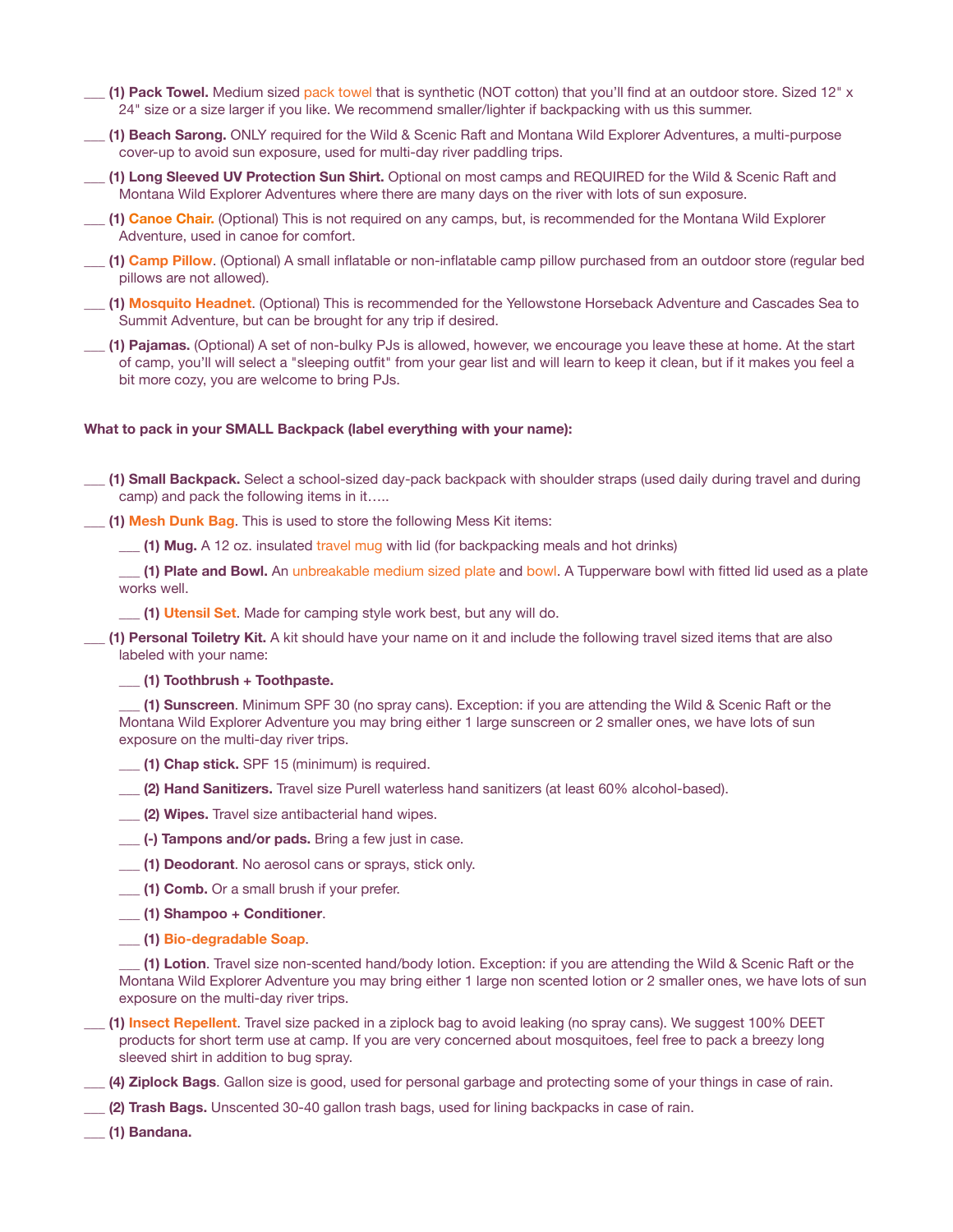___ **(1) Pack Towel.** Medium sized pack towel that is synthetic (NOT cotton) that you'll find at an outdoor store. Sized 12" x 24" size or a size larger if you like. We recommend smaller/lighter if backpacking with us this summer.

___ **(1) Beach Sarong.** ONLY required for the Wild & Scenic Raft and Montana Wild Explorer Adventures, a multi-purpose cover-up to avoid sun exposure, used for multi-day river paddling trips.

___ **(1) Long Sleeved UV Protection Sun Shirt.** Optional on most camps and REQUIRED for the Wild & Scenic Raft and Montana Wild Explorer Adventures where there are many days on the river with lots of sun exposure.

___ **(1) Canoe Chair.** (Optional) This is not required on any camps, but, is recommended for the Montana Wild Explorer Adventure, used in canoe for comfort.

___ **(1) Camp Pillow**. (Optional) A small inflatable or non-inflatable camp pillow purchased from an outdoor store (regular bed pillows are not allowed).

___ **(1) Mosquito Headnet**. (Optional) This is recommended for the Yellowstone Horseback Adventure and Cascades Sea to Summit Adventure, but can be brought for any trip if desired.

___ **(1) Pajamas.** (Optional) A set of non-bulky PJs is allowed, however, we encourage you leave these at home. At the start of camp, you'll will select a "sleeping outfit" from your gear list and will learn to keep it clean, but if it makes you feel a bit more cozy, you are welcome to bring PJs.

**What to pack in your SMALL Backpack (label everything with your name):**

___ **(1) Small Backpack.** Select a school-sized day-pack backpack with shoulder straps (used daily during travel and during camp) and pack the following items in it…..

___ **(1) Mesh Dunk Bag**. This is used to store the following Mess Kit items:

- ___ **(1) Mug.** A 12 oz. insulated travel mug with lid (for backpacking meals and hot drinks)
- ___ **(1) Plate and Bowl.** An unbreakable medium sized plate and bowl. A Tupperware bowl with fitted lid used as a plate works well.
- ___ **(1) Utensil Set**. Made for camping style work best, but any will do.

___ **(1) Personal Toiletry Kit.** A kit should have your name on it and include the following travel sized items that are also labeled with your name:

- ___ **(1) Toothbrush + Toothpaste.**
- ___ **(1) Sunscreen**. Minimum SPF 30 (no spray cans). Exception: if you are attending the Wild & Scenic Raft or the Montana Wild Explorer Adventure you may bring either 1 large sunscreen or 2 smaller ones, we have lots of sun exposure on the multi-day river trips.
- ___ **(1) Chap stick.** SPF 15 (minimum) is required.
- ___ **(2) Hand Sanitizers.** Travel size Purell waterless hand sanitizers (at least 60% alcohol-based).
- ___ **(2) Wipes.** Travel size antibacterial hand wipes.
- ___ **(-) Tampons and/or pads.** Bring a few just in case.
- ___ **(1) Deodorant**. No aerosol cans or sprays, stick only.
- ___ **(1) Comb.** Or a small brush if your prefer.
- ___ **(1) Shampoo + Conditioner**.
- ___ **(1) Bio-degradable Soap**.
- ___ **(1) Lotion**. Travel size non-scented hand/body lotion. Exception: if you are attending the Wild & Scenic Raft or the Montana Wild Explorer Adventure you may bring either 1 large non scented lotion or 2 smaller ones, we have lots of sun exposure on the multi-day river trips.

___ **(1) Insect Repellent**. Travel size packed in a ziplock bag to avoid leaking (no spray cans). We suggest 100% DEET products for short term use at camp. If you are very concerned about mosquitoes, feel free to pack a breezy long sleeved shirt in addition to bug spray.

___ **(4) Ziplock Bags**. Gallon size is good, used for personal garbage and protecting some of your things in case of rain.

___ **(2) Trash Bags.** Unscented 30-40 gallon trash bags, used for lining backpacks in case of rain.

___ **(1) Bandana.**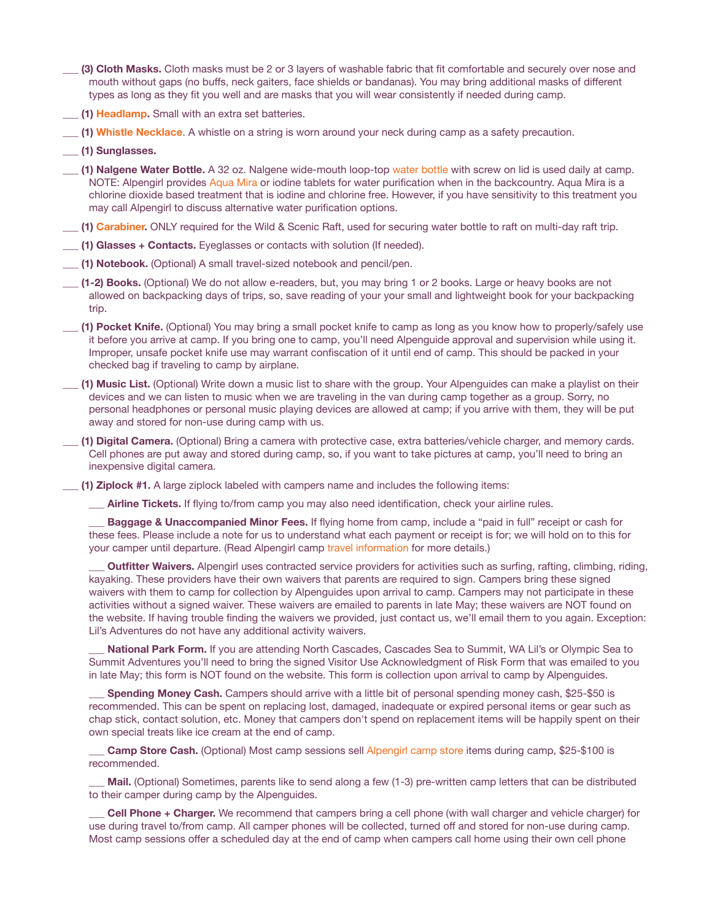___ **(3) Cloth Masks.** Cloth masks must be 2 or 3 layers of washable fabric that fit comfortable and securely over nose and mouth without gaps (no buffs, neck gaiters, face shields or bandanas). You may bring additional masks of different types as long as they fit you well and are masks that you will wear consistently if needed during camp.

___ **(1) Headlamp.** Small with an extra set batteries.

___ **(1) Whistle Necklace**. A whistle on a string is worn around your neck during camp as a safety precaution.

___ **(1) Sunglasses.**

___ **(1) Nalgene Water Bottle.** A 32 oz. Nalgene wide-mouth loop-top water bottle with screw on lid is used daily at camp. NOTE: Alpengirl provides Aqua Mira or iodine tablets for water purification when in the backcountry. Aqua Mira is a chlorine dioxide based treatment that is iodine and chlorine free. However, if you have sensitivity to this treatment you may call Alpengirl to discuss alternative water purification options.

___ **(1) Carabiner.** ONLY required for the Wild & Scenic Raft, used for securing water bottle to raft on multi-day raft trip.

___ **(1) Glasses + Contacts.** Eyeglasses or contacts with solution (If needed).

___ **(1) Notebook.** (Optional) A small travel-sized notebook and pencil/pen.

___ **(1-2) Books.** (Optional) We do not allow e-readers, but, you may bring 1 or 2 books. Large or heavy books are not allowed on backpacking days of trips, so, save reading of your your small and lightweight book for your backpacking trip.

___ **(1) Pocket Knife.** (Optional) You may bring a small pocket knife to camp as long as you know how to properly/safely use it before you arrive at camp. If you bring one to camp, you'll need Alpenguide approval and supervision while using it. Improper, unsafe pocket knife use may warrant confiscation of it until end of camp. This should be packed in your checked bag if traveling to camp by airplane.

___ **(1) Music List.** (Optional) Write down a music list to share with the group. Your Alpenguides can make a playlist on their devices and we can listen to music when we are traveling in the van during camp together as a group. Sorry, no personal headphones or personal music playing devices are allowed at camp; if you arrive with them, they will be put away and stored for non-use during camp with us.

___ **(1) Digital Camera.** (Optional) Bring a camera with protective case, extra batteries/vehicle charger, and memory cards. Cell phones are put away and stored during camp, so, if you want to take pictures at camp, you'll need to bring an inexpensive digital camera.

___ **(1) Ziplock #1.** A large ziplock labeled with campers name and includes the following items:

- ___ **Airline Tickets.** If flying to/from camp you may also need identification, check your airline rules.

- ___ **Baggage & Unaccompanied Minor Fees.** If flying home from camp, include a "paid in full" receipt or cash for these fees. Please include a note for us to understand what each payment or receipt is for; we will hold on to this for your camper until departure. (Read Alpengirl camp travel information for more details.)

- ___ **Outfitter Waivers.** Alpengirl uses contracted service providers for activities such as surfing, rafting, climbing, riding, kayaking. These providers have their own waivers that parents are required to sign. Campers bring these signed waivers with them to camp for collection by Alpenguides upon arrival to camp. Campers may not participate in these activities without a signed waiver. These waivers are emailed to parents in late May; these waivers are NOT found on the website. If having trouble finding the waivers we provided, just contact us, we'll email them to you again. Exception: Lil's Adventures do not have any additional activity waivers.

- ___ **National Park Form.** If you are attending North Cascades, Cascades Sea to Summit, WA Lil's or Olympic Sea to Summit Adventures you'll need to bring the signed Visitor Use Acknowledgment of Risk Form that was emailed to you in late May; this form is NOT found on the website. This form is collection upon arrival to camp by Alpenguides.

- ___ **Spending Money Cash.** Campers should arrive with a little bit of personal spending money cash, $25-$50 is recommended. This can be spent on replacing lost, damaged, inadequate or expired personal items or gear such as chap stick, contact solution, etc. Money that campers don't spend on replacement items will be happily spent on their own special treats like ice cream at the end of camp.

- ___ **Camp Store Cash.** (Optional) Most camp sessions sell Alpengirl camp store items during camp, $25-$100 is recommended.

- ___ **Mail.** (Optional) Sometimes, parents like to send along a few (1-3) pre-written camp letters that can be distributed to their camper during camp by the Alpenguides.

- ___ **Cell Phone + Charger.** We recommend that campers bring a cell phone (with wall charger and vehicle charger) for use during travel to/from camp. All camper phones will be collected, turned off and stored for non-use during camp. Most camp sessions offer a scheduled day at the end of camp when campers call home using their own cell phone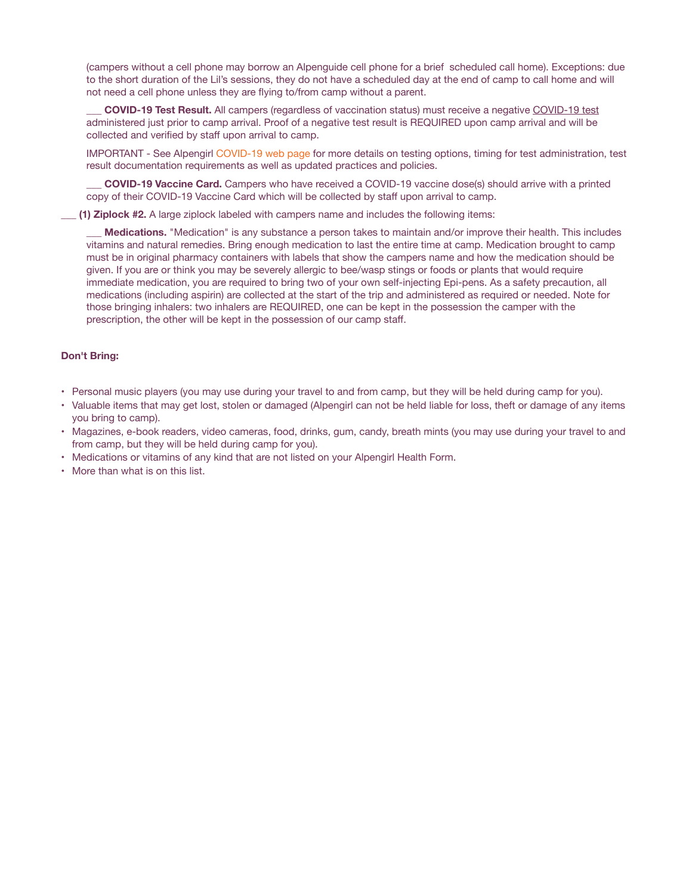(campers without a cell phone may borrow an Alpenguide cell phone for a brief  scheduled call home). Exceptions: due to the short duration of the Lil's sessions, they do not have a scheduled day at the end of camp to call home and will not need a cell phone unless they are flying to/from camp without a parent.

___ **COVID-19 Test Result.** All campers (regardless of vaccination status) must receive a negative COVID-19 test administered just prior to camp arrival. Proof of a negative test result is REQUIRED upon camp arrival and will be collected and verified by staff upon arrival to camp.

IMPORTANT - See Alpengirl COVID-19 web page for more details on testing options, timing for test administration, test result documentation requirements as well as updated practices and policies.

___ **COVID-19 Vaccine Card.** Campers who have received a COVID-19 vaccine dose(s) should arrive with a printed copy of their COVID-19 Vaccine Card which will be collected by staff upon arrival to camp.

___ **(1) Ziplock #2.** A large ziplock labeled with campers name and includes the following items:

___ **Medications.** "Medication" is any substance a person takes to maintain and/or improve their health. This includes vitamins and natural remedies. Bring enough medication to last the entire time at camp. Medication brought to camp must be in original pharmacy containers with labels that show the campers name and how the medication should be given. If you are or think you may be severely allergic to bee/wasp stings or foods or plants that would require immediate medication, you are required to bring two of your own self-injecting Epi-pens. As a safety precaution, all medications (including aspirin) are collected at the start of the trip and administered as required or needed. Note for those bringing inhalers: two inhalers are REQUIRED, one can be kept in the possession the camper with the prescription, the other will be kept in the possession of our camp staff.

**Don't Bring:**

- Personal music players (you may use during your travel to and from camp, but they will be held during camp for you).
- Valuable items that may get lost, stolen or damaged (Alpengirl can not be held liable for loss, theft or damage of any items you bring to camp).
- Magazines, e-book readers, video cameras, food, drinks, gum, candy, breath mints (you may use during your travel to and from camp, but they will be held during camp for you).
- Medications or vitamins of any kind that are not listed on your Alpengirl Health Form.
- More than what is on this list.